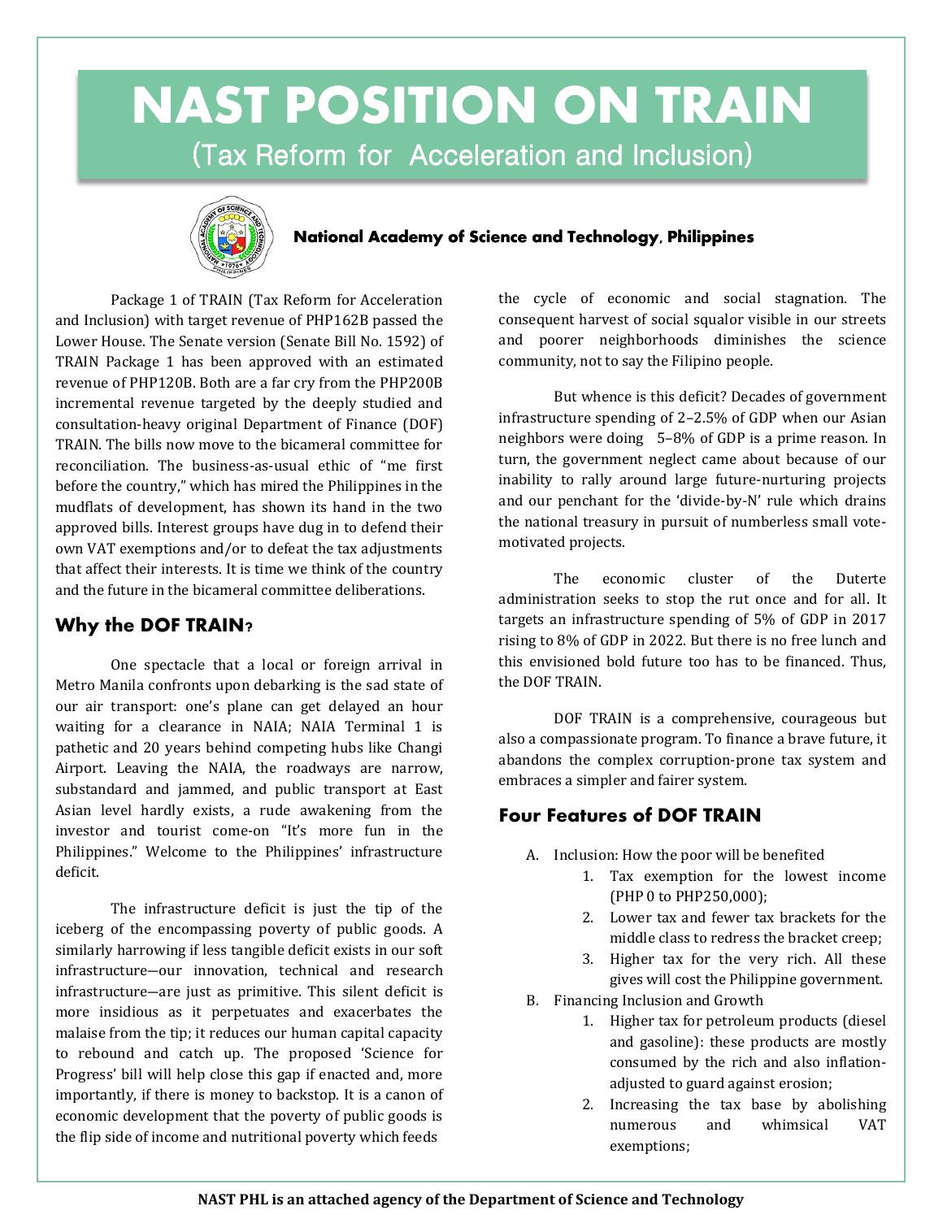# NAST POSITION ON TRAIN

(Tax Reform for Acceleration and Inclusion)

**National Academy of Science and Technology, Philippines**

Package 1 of TRAIN (Tax Reform for Acceleration and Inclusion) with target revenue of PHP162B passed the Lower House. The Senate version (Senate Bill No. 1592) of TRAIN Package 1 has been approved with an estimated revenue of PHP120B. Both are a far cry from the PHP200B incremental revenue targeted by the deeply studied and consultation-heavy original Department of Finance (DOF) TRAIN. The bills now move to the bicameral committee for reconciliation. The business-as-usual ethic of "me first before the country," which has mired the Philippines in the mudflats of development, has shown its hand in the two approved bills. Interest groups have dug in to defend their own VAT exemptions and/or to defeat the tax adjustments that affect their interests. It is time we think of the country and the future in the bicameral committee deliberations.

## Why the DOF TRAIN?

One spectacle that a local or foreign arrival in Metro Manila confronts upon debarking is the sad state of our air transport: one's plane can get delayed an hour waiting for a clearance in NAIA; NAIA Terminal 1 is pathetic and 20 years behind competing hubs like Changi Airport. Leaving the NAIA, the roadways are narrow, substandard and jammed, and public transport at East Asian level hardly exists, a rude awakening from the investor and tourist come-on "It's more fun in the Philippines." Welcome to the Philippines' infrastructure deficit.

The infrastructure deficit is just the tip of the iceberg of the encompassing poverty of public goods. A similarly harrowing if less tangible deficit exists in our soft infrastructure—our innovation, technical and research infrastructure—are just as primitive. This silent deficit is more insidious as it perpetuates and exacerbates the malaise from the tip; it reduces our human capital capacity to rebound and catch up. The proposed 'Science for Progress' bill will help close this gap if enacted and, more importantly, if there is money to backstop. It is a canon of economic development that the poverty of public goods is the flip side of income and nutritional poverty which feeds the cycle of economic and social stagnation. The consequent harvest of social squalor visible in our streets and poorer neighborhoods diminishes the science community, not to say the Filipino people.

But whence is this deficit? Decades of government infrastructure spending of 2–2.5% of GDP when our Asian neighbors were doing 5–8% of GDP is a prime reason. In turn, the government neglect came about because of our inability to rally around large future-nurturing projects and our penchant for the 'divide-by-N' rule which drains the national treasury in pursuit of numberless small vote-motivated projects.

The economic cluster of the Duterte administration seeks to stop the rut once and for all. It targets an infrastructure spending of 5% of GDP in 2017 rising to 8% of GDP in 2022. But there is no free lunch and this envisioned bold future too has to be financed. Thus, the DOF TRAIN.

DOF TRAIN is a comprehensive, courageous but also a compassionate program. To finance a brave future, it abandons the complex corruption-prone tax system and embraces a simpler and fairer system.

## Four Features of DOF TRAIN

A. Inclusion: How the poor will be benefited
   1. Tax exemption for the lowest income (PHP 0 to PHP250,000);
   2. Lower tax and fewer tax brackets for the middle class to redress the bracket creep;
   3. Higher tax for the very rich. All these gives will cost the Philippine government.

B. Financing Inclusion and Growth
   1. Higher tax for petroleum products (diesel and gasoline): these products are mostly consumed by the rich and also inflation-adjusted to guard against erosion;
   2. Increasing the tax base by abolishing numerous and whimsical VAT exemptions;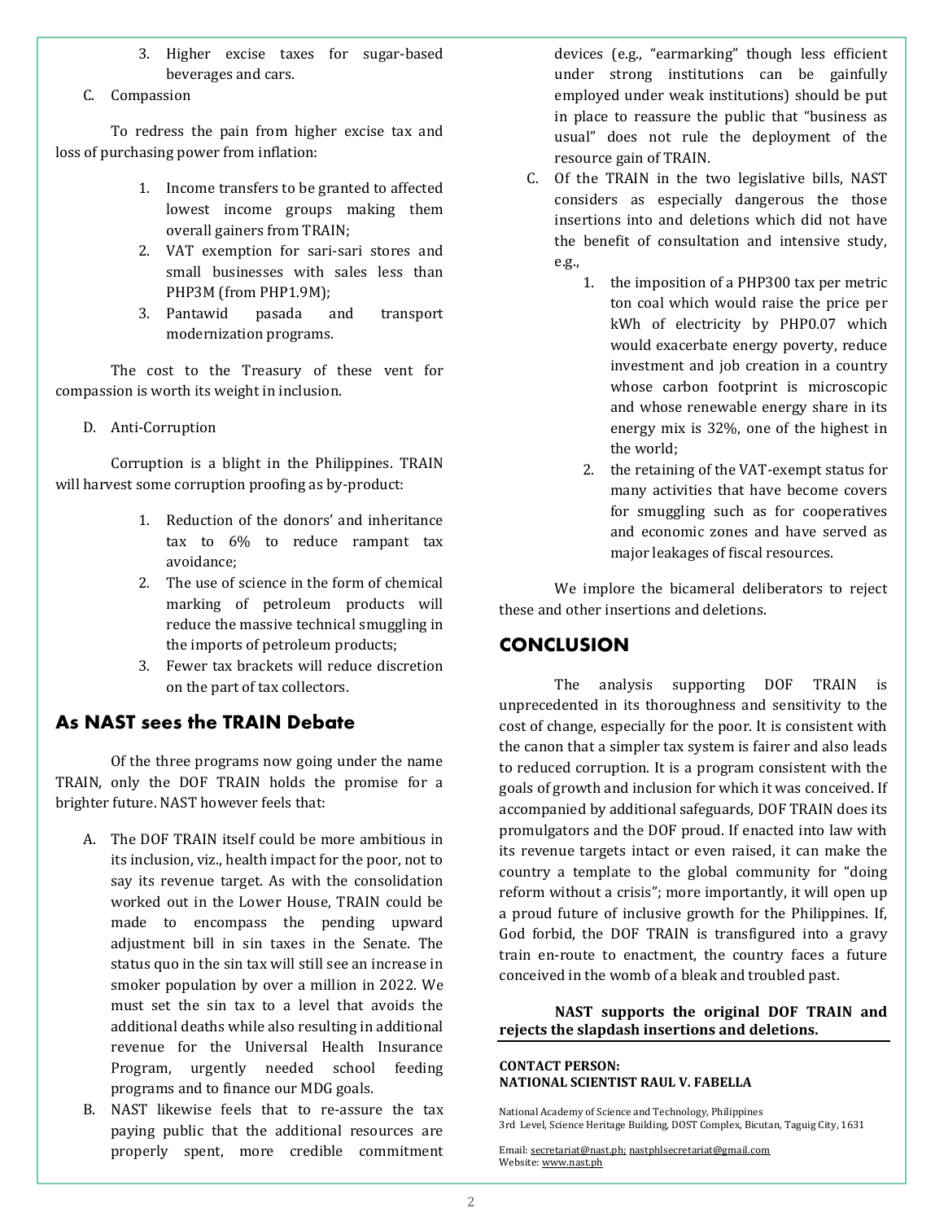3. Higher excise taxes for sugar-based beverages and cars.

C. Compassion

To redress the pain from higher excise tax and loss of purchasing power from inflation:

1. Income transfers to be granted to affected lowest income groups making them overall gainers from TRAIN;
2. VAT exemption for sari-sari stores and small businesses with sales less than PHP3M (from PHP1.9M);
3. Pantawid pasada and transport modernization programs.

The cost to the Treasury of these vent for compassion is worth its weight in inclusion.

D. Anti-Corruption

Corruption is a blight in the Philippines. TRAIN will harvest some corruption proofing as by-product:

1. Reduction of the donors' and inheritance tax to 6% to reduce rampant tax avoidance;
2. The use of science in the form of chemical marking of petroleum products will reduce the massive technical smuggling in the imports of petroleum products;
3. Fewer tax brackets will reduce discretion on the part of tax collectors.

## As NAST sees the TRAIN Debate

Of the three programs now going under the name TRAIN, only the DOF TRAIN holds the promise for a brighter future. NAST however feels that:

A. The DOF TRAIN itself could be more ambitious in its inclusion, viz., health impact for the poor, not to say its revenue target. As with the consolidation worked out in the Lower House, TRAIN could be made to encompass the pending upward adjustment bill in sin taxes in the Senate. The status quo in the sin tax will still see an increase in smoker population by over a million in 2022. We must set the sin tax to a level that avoids the additional deaths while also resulting in additional revenue for the Universal Health Insurance Program, urgently needed school feeding programs and to finance our MDG goals.

B. NAST likewise feels that to re-assure the tax paying public that the additional resources are properly spent, more credible commitment devices (e.g., "earmarking" though less efficient under strong institutions can be gainfully employed under weak institutions) should be put in place to reassure the public that "business as usual" does not rule the deployment of the resource gain of TRAIN.

C. Of the TRAIN in the two legislative bills, NAST considers as especially dangerous the those insertions into and deletions which did not have the benefit of consultation and intensive study, e.g.,
   1. the imposition of a PHP300 tax per metric ton coal which would raise the price per kWh of electricity by PHP0.07 which would exacerbate energy poverty, reduce investment and job creation in a country whose carbon footprint is microscopic and whose renewable energy share in its energy mix is 32%, one of the highest in the world;
   2. the retaining of the VAT-exempt status for many activities that have become covers for smuggling such as for cooperatives and economic zones and have served as major leakages of fiscal resources.

We implore the bicameral deliberators to reject these and other insertions and deletions.

## CONCLUSION

The analysis supporting DOF TRAIN is unprecedented in its thoroughness and sensitivity to the cost of change, especially for the poor. It is consistent with the canon that a simpler tax system is fairer and also leads to reduced corruption. It is a program consistent with the goals of growth and inclusion for which it was conceived. If accompanied by additional safeguards, DOF TRAIN does its promulgators and the DOF proud. If enacted into law with its revenue targets intact or even raised, it can make the country a template to the global community for "doing reform without a crisis"; more importantly, it will open up a proud future of inclusive growth for the Philippines. If, God forbid, the DOF TRAIN is transfigured into a gravy train en-route to enactment, the country faces a future conceived in the womb of a bleak and troubled past.

**NAST supports the original DOF TRAIN and rejects the slapdash insertions and deletions.**

**CONTACT PERSON:**
**NATIONAL SCIENTIST RAUL V. FABELLA**

National Academy of Science and Technology, Philippines
3rd Level, Science Heritage Building, DOST Complex, Bicutan, Taguig City, 1631

Email: secretariat@nast.ph; nastphlsecretariat@gmail.com
Website: www.nast.ph